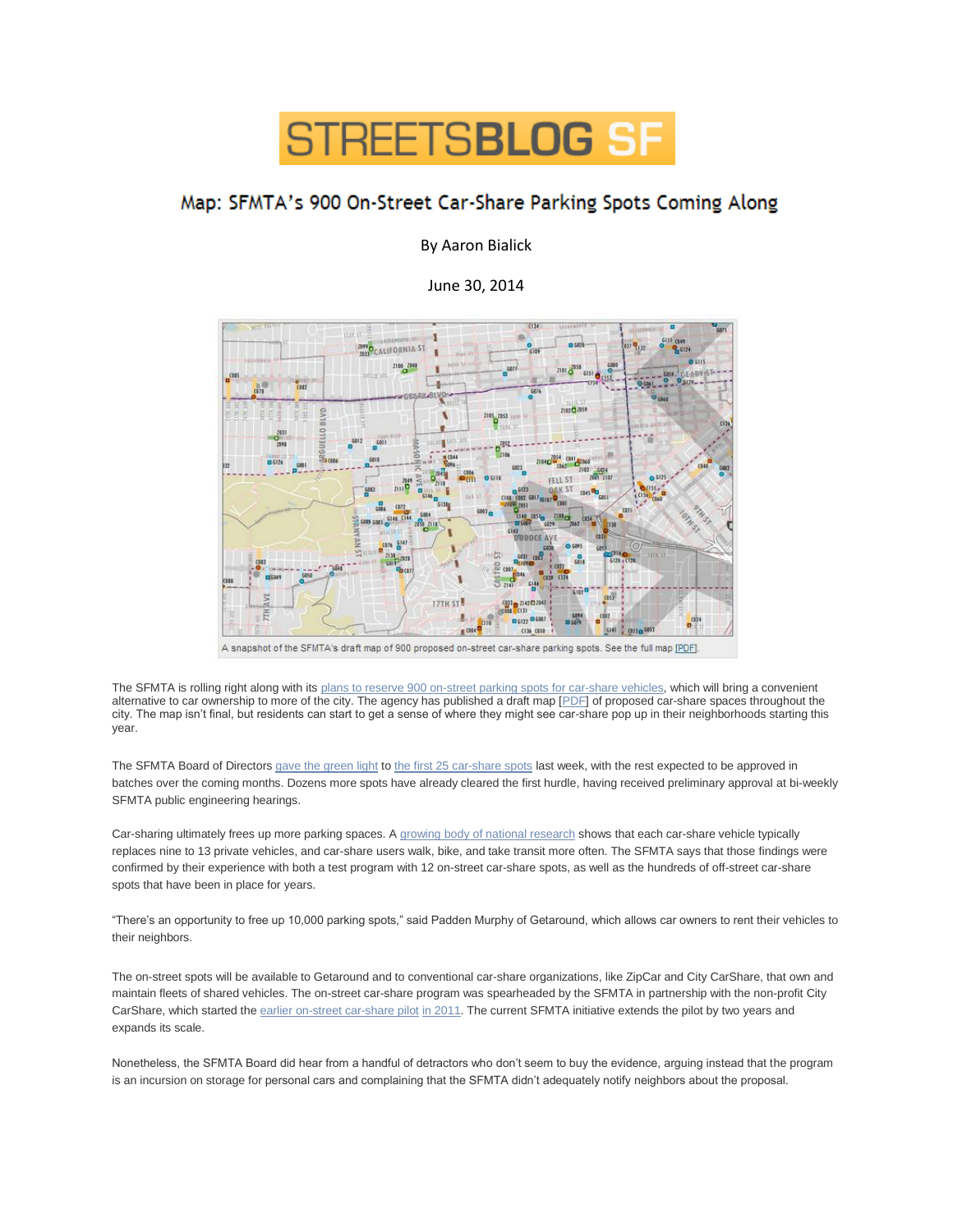STREETSBLOG SF

# Map: SFMTA's 900 On-Street Car-Share Parking Spots Coming Along

By Aaron Bialick

June 30, 2014

A snapshot of the SFMTA's draft map of 900 proposed on-street car-share parking spots. See the full map [PDF].

The SFMTA is rolling right along with its plans to reserve 900 on-street parking spots for car-share vehicles, which will bring a convenient alternative to car ownership to more of the city. The agency has published a draft map [PDF] of proposed car-share spaces throughout the city. The map isn't final, but residents can start to get a sense of where they might see car-share pop up in their neighborhoods starting this year.

The SFMTA Board of Directors gave the green light to the first 25 car-share spots last week, with the rest expected to be approved in batches over the coming months. Dozens more spots have already cleared the first hurdle, having received preliminary approval at bi-weekly SFMTA public engineering hearings.

Car-sharing ultimately frees up more parking spaces. A growing body of national research shows that each car-share vehicle typically replaces nine to 13 private vehicles, and car-share users walk, bike, and take transit more often. The SFMTA says that those findings were confirmed by their experience with both a test program with 12 on-street car-share spots, as well as the hundreds of off-street car-share spots that have been in place for years.

"There's an opportunity to free up 10,000 parking spots," said Padden Murphy of Getaround, which allows car owners to rent their vehicles to their neighbors.

The on-street spots will be available to Getaround and to conventional car-share organizations, like ZipCar and City CarShare, that own and maintain fleets of shared vehicles. The on-street car-share program was spearheaded by the SFMTA in partnership with the non-profit City CarShare, which started the earlier on-street car-share pilot in 2011. The current SFMTA initiative extends the pilot by two years and expands its scale.

Nonetheless, the SFMTA Board did hear from a handful of detractors who don't seem to buy the evidence, arguing instead that the program is an incursion on storage for personal cars and complaining that the SFMTA didn't adequately notify neighbors about the proposal.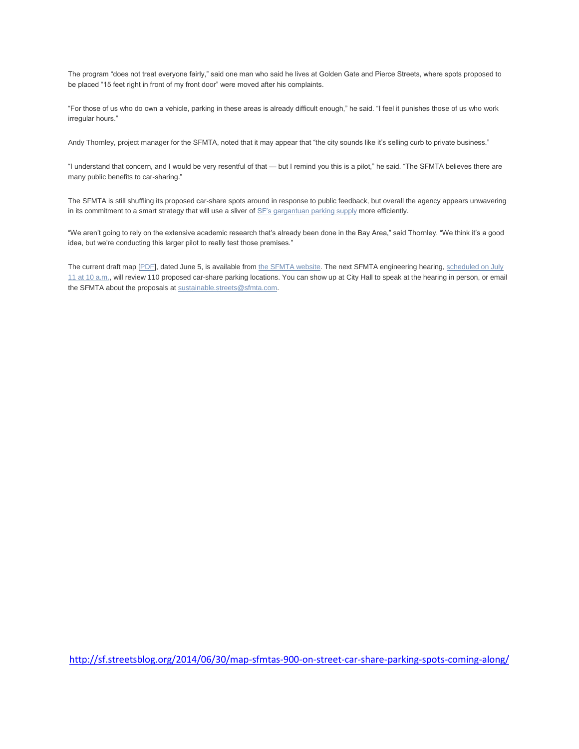The program "does not treat everyone fairly," said one man who said he lives at Golden Gate and Pierce Streets, where spots proposed to be placed "15 feet right in front of my front door" were moved after his complaints.

"For those of us who do own a vehicle, parking in these areas is already difficult enough," he said. "I feel it punishes those of us who work irregular hours."

Andy Thornley, project manager for the SFMTA, noted that it may appear that "the city sounds like it's selling curb to private business."

"I understand that concern, and I would be very resentful of that — but I remind you this is a pilot," he said. "The SFMTA believes there are many public benefits to car-sharing."

The SFMTA is still shuffling its proposed car-share spots around in response to public feedback, but overall the agency appears unwavering in its commitment to a smart strategy that will use a sliver of SF's gargantuan parking supply more efficiently.

"We aren't going to rely on the extensive academic research that's already been done in the Bay Area," said Thornley. "We think it's a good idea, but we're conducting this larger pilot to really test those premises."

The current draft map [PDF], dated June 5, is available from the SFMTA website. The next SFMTA engineering hearing, scheduled on July 11 at 10 a.m., will review 110 proposed car-share parking locations. You can show up at City Hall to speak at the hearing in person, or email the SFMTA about the proposals at sustainable.streets@sfmta.com.

http://sf.streetsblog.org/2014/06/30/map-sfmtas-900-on-street-car-share-parking-spots-coming-along/